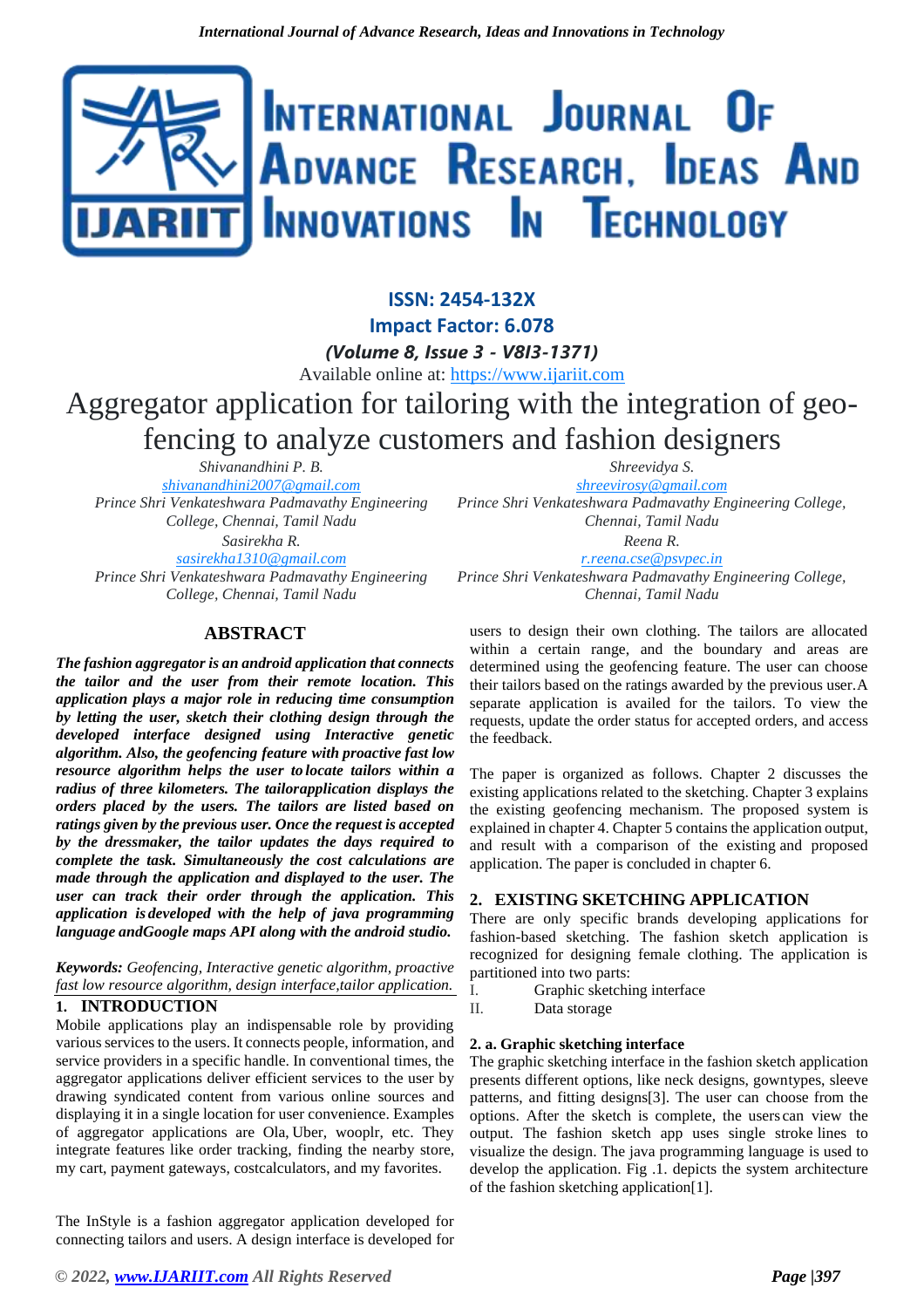ISSN: 2454-132X

Impact Factor: 6.078

*(Volume 8, Issue 3 - V8I3-1371)*

Available online at: https://www.ijariit.com

# Aggregator application for tailoring with the integration of geo-fencing to analyze customers and fashion designers

*Shivanandhini P. B.*
*shivanandhini2007@gmail.com*
*Prince Shri Venkateshwara Padmavathy Engineering College, Chennai, Tamil Nadu*

*Shreevidya S.*
*shreevirosy@gmail.com*
*Prince Shri Venkateshwara Padmavathy Engineering College, Chennai, Tamil Nadu*

*Sasirekha R.*
*sasirekha1310@gmail.com*
*Prince Shri Venkateshwara Padmavathy Engineering College, Chennai, Tamil Nadu*

*Reena R.*
*r.reena.cse@psvpec.in*
*Prince Shri Venkateshwara Padmavathy Engineering College, Chennai, Tamil Nadu*

## ABSTRACT

***The fashion aggregator is an android application that connects the tailor and the user from their remote location. This application plays a major role in reducing time consumption by letting the user, sketch their clothing design through the developed interface designed using Interactive genetic algorithm. Also, the geofencing feature with proactive fast low resource algorithm helps the user to locate tailors within a radius of three kilometers. The tailorapplication displays the orders placed by the users. The tailors are listed based on ratings given by the previous user. Once the request is accepted by the dressmaker, the tailor updates the days required to complete the task. Simultaneously the cost calculations are made through the application and displayed to the user. The user can track their order through the application. This application is developed with the help of java programming language andGoogle maps API along with the android studio.***

***Keywords:*** *Geofencing, Interactive genetic algorithm, proactive fast low resource algorithm, design interface,tailor application.*

## 1. INTRODUCTION

Mobile applications play an indispensable role by providing various services to the users. It connects people, information, and service providers in a specific handle. In conventional times, the aggregator applications deliver efficient services to the user by drawing syndicated content from various online sources and displaying it in a single location for user convenience. Examples of aggregator applications are Ola, Uber, wooplr, etc. They integrate features like order tracking, finding the nearby store, my cart, payment gateways, costcalculators, and my favorites.

The InStyle is a fashion aggregator application developed for connecting tailors and users. A design interface is developed for users to design their own clothing. The tailors are allocated within a certain range, and the boundary and areas are determined using the geofencing feature. The user can choose their tailors based on the ratings awarded by the previous user.A separate application is availed for the tailors. To view the requests, update the order status for accepted orders, and access the feedback.

The paper is organized as follows. Chapter 2 discusses the existing applications related to the sketching. Chapter 3 explains the existing geofencing mechanism. The proposed system is explained in chapter 4. Chapter 5 contains the application output, and result with a comparison of the existing and proposed application. The paper is concluded in chapter 6.

## 2. EXISTING SKETCHING APPLICATION

There are only specific brands developing applications for fashion-based sketching. The fashion sketch application is recognized for designing female clothing. The application is partitioned into two parts:

I. Graphic sketching interface
II. Data storage

### 2. a. Graphic sketching interface

The graphic sketching interface in the fashion sketch application presents different options, like neck designs, gowntypes, sleeve patterns, and fitting designs[3]. The user can choose from the options. After the sketch is complete, the users can view the output. The fashion sketch app uses single stroke lines to visualize the design. The java programming language is used to develop the application. Fig .1. depicts the system architecture of the fashion sketching application[1].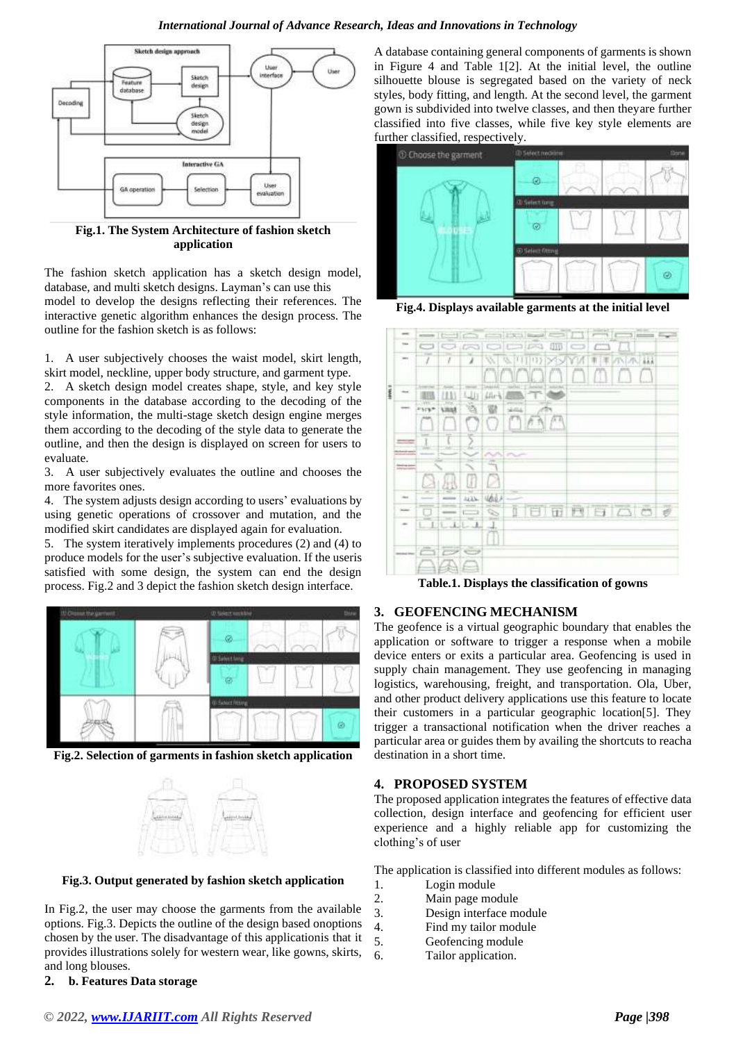Fig.1. The System Architecture of fashion sketch application

The fashion sketch application has a sketch design model, database, and multi sketch designs. Layman's can use this model to develop the designs reflecting their references. The interactive genetic algorithm enhances the design process. The outline for the fashion sketch is as follows:

1. A user subjectively chooses the waist model, skirt length, skirt model, neckline, upper body structure, and garment type.
2. A sketch design model creates shape, style, and key style components in the database according to the decoding of the style information, the multi-stage sketch design engine merges them according to the decoding of the style data to generate the outline, and then the design is displayed on screen for users to evaluate.
3. A user subjectively evaluates the outline and chooses the more favorites ones.
4. The system adjusts design according to users' evaluations by using genetic operations of crossover and mutation, and the modified skirt candidates are displayed again for evaluation.
5. The system iteratively implements procedures (2) and (4) to produce models for the user's subjective evaluation. If the useris satisfied with some design, the system can end the design process. Fig.2 and 3 depict the fashion sketch design interface.

Fig.2. Selection of garments in fashion sketch application

Fig.3. Output generated by fashion sketch application

In Fig.2, the user may choose the garments from the available options. Fig.3. Depicts the outline of the design based onoptions chosen by the user. The disadvantage of this applicationis that it provides illustrations solely for western wear, like gowns, skirts, and long blouses.

**2. b. Features Data storage**

A database containing general components of garments is shown in Figure 4 and Table 1[2]. At the initial level, the outline silhouette blouse is segregated based on the variety of neck styles, body fitting, and length. At the second level, the garment gown is subdivided into twelve classes, and then theyare further classified into five classes, while five key style elements are further classified, respectively.

Fig.4. Displays available garments at the initial level

Table.1. Displays the classification of gowns

## 3. GEOFENCING MECHANISM

The geofence is a virtual geographic boundary that enables the application or software to trigger a response when a mobile device enters or exits a particular area. Geofencing is used in supply chain management. They use geofencing in managing logistics, warehousing, freight, and transportation. Ola, Uber, and other product delivery applications use this feature to locate their customers in a particular geographic location[5]. They trigger a transactional notification when the driver reaches a particular area or guides them by availing the shortcuts to reacha destination in a short time.

## 4. PROPOSED SYSTEM

The proposed application integrates the features of effective data collection, design interface and geofencing for efficient user experience and a highly reliable app for customizing the clothing's of user

The application is classified into different modules as follows:

1. Login module
2. Main page module
3. Design interface module
4. Find my tailor module
5. Geofencing module
6. Tailor application.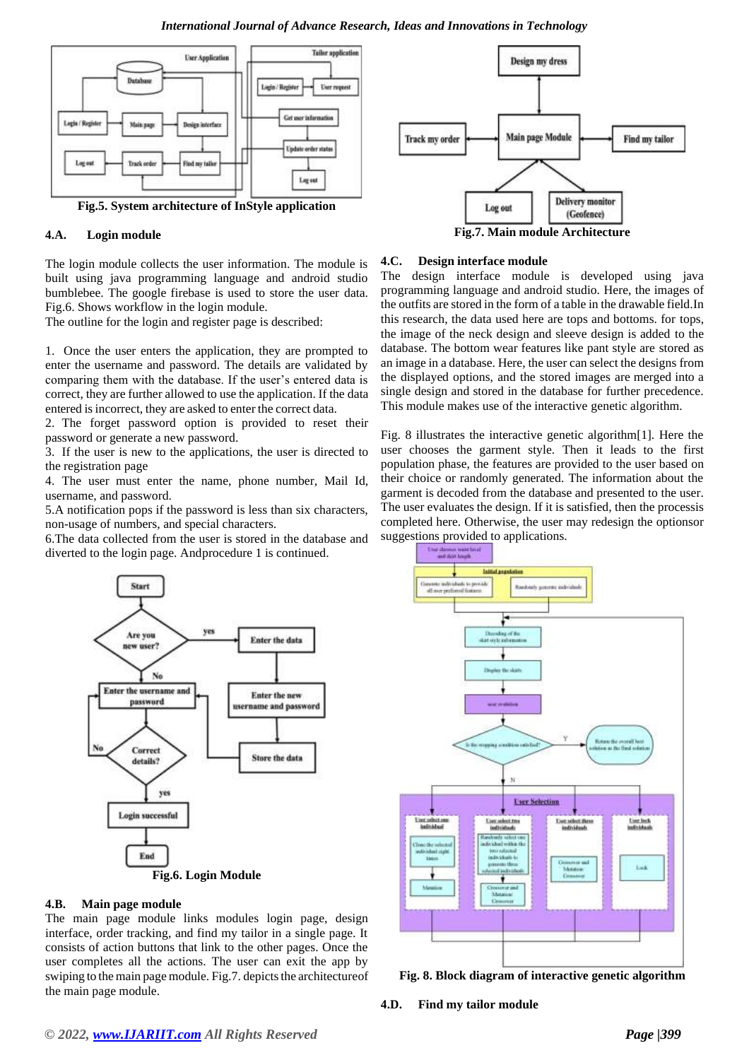Fig.5. System architecture of InStyle application

### 4.A. Login module

The login module collects the user information. The module is built using java programming language and android studio bumblebee. The google firebase is used to store the user data. Fig.6. Shows workflow in the login module.

The outline for the login and register page is described:

1. Once the user enters the application, they are prompted to enter the username and password. The details are validated by comparing them with the database. If the user's entered data is correct, they are further allowed to use the application. If the data entered is incorrect, they are asked to enter the correct data.
2. The forget password option is provided to reset their password or generate a new password.
3. If the user is new to the applications, the user is directed to the registration page
4. The user must enter the name, phone number, Mail Id, username, and password.
5. A notification pops if the password is less than six characters, non-usage of numbers, and special characters.
6. The data collected from the user is stored in the database and diverted to the login page. Andprocedure 1 is continued.

Fig.6. Login Module

### 4.B. Main page module

The main page module links modules login page, design interface, order tracking, and find my tailor in a single page. It consists of action buttons that link to the other pages. Once the user completes all the actions. The user can exit the app by swiping to the main page module. Fig.7. depicts the architectureof the main page module.

Fig.7. Main module Architecture

### 4.C. Design interface module

The design interface module is developed using java programming language and android studio. Here, the images of the outfits are stored in the form of a table in the drawable field.In this research, the data used here are tops and bottoms. for tops, the image of the neck design and sleeve design is added to the database. The bottom wear features like pant style are stored as an image in a database. Here, the user can select the designs from the displayed options, and the stored images are merged into a single design and stored in the database for further precedence. This module makes use of the interactive genetic algorithm.

Fig. 8 illustrates the interactive genetic algorithm[1]. Here the user chooses the garment style. Then it leads to the first population phase, the features are provided to the user based on their choice or randomly generated. The information about the garment is decoded from the database and presented to the user. The user evaluates the design. If it is satisfied, then the processis completed here. Otherwise, the user may redesign the optionsor suggestions provided to applications.

Fig. 8. Block diagram of interactive genetic algorithm

### 4.D. Find my tailor module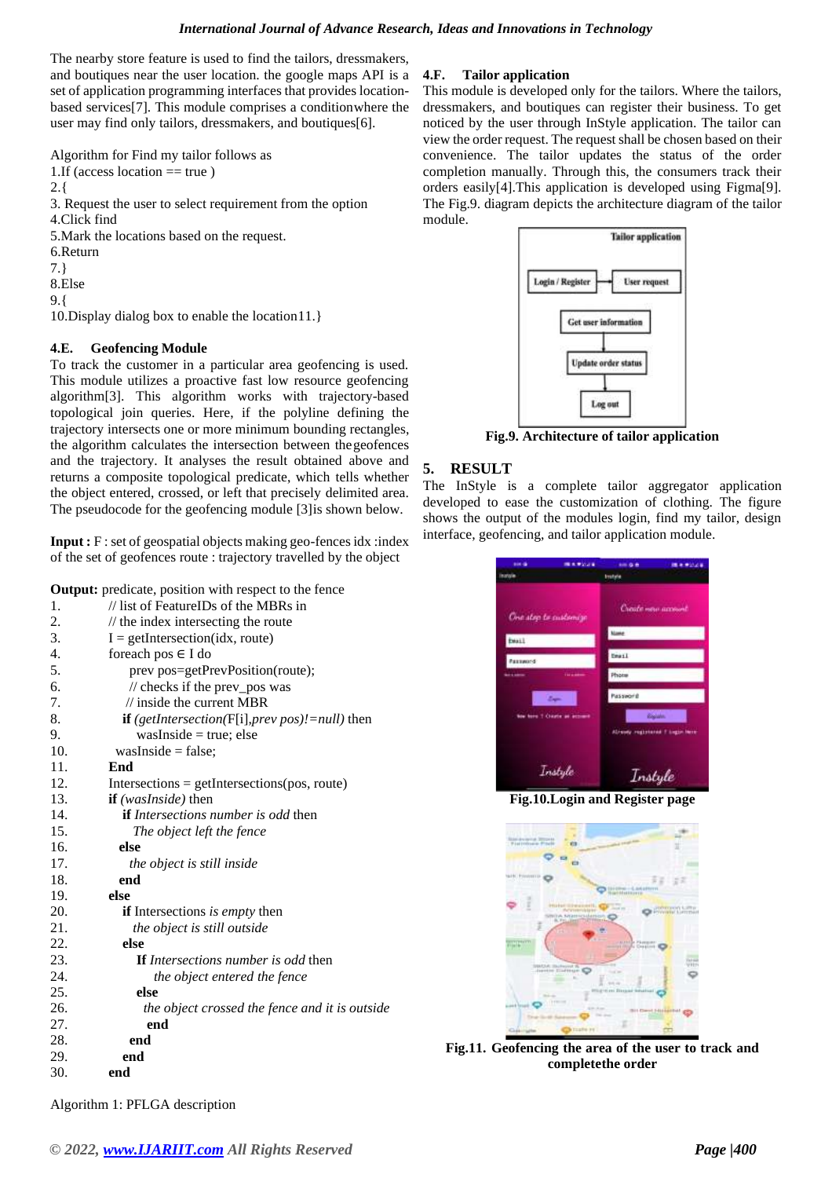The nearby store feature is used to find the tailors, dressmakers, and boutiques near the user location. the google maps API is a set of application programming interfaces that provides location-based services[7]. This module comprises a conditionwhere the user may find only tailors, dressmakers, and boutiques[6].

Algorithm for Find my tailor follows as
1.If (access location == true )
2.{
3. Request the user to select requirement from the option
4.Click find
5.Mark the locations based on the request.
6.Return
7.}
8.Else
9.{
10.Display dialog box to enable the location11.}

### 4.E. Geofencing Module

To track the customer in a particular area geofencing is used. This module utilizes a proactive fast low resource geofencing algorithm[3]. This algorithm works with trajectory-based topological join queries. Here, if the polyline defining the trajectory intersects one or more minimum bounding rectangles, the algorithm calculates the intersection between the geofences and the trajectory. It analyses the result obtained above and returns a composite topological predicate, which tells whether the object entered, crossed, or left that precisely delimited area. The pseudocode for the geofencing module [3]is shown below.

**Input :** F : set of geospatial objects making geo-fences idx :index of the set of geofences route : trajectory travelled by the object

**Output:** predicate, position with respect to the fence

```
1.     // list of FeatureIDs of the MBRs in
2.     // the index intersecting the route
3.     I = getIntersection(idx, route)
4.     foreach pos ∈ I do
5.         prev pos=getPrevPosition(route);
6.         // checks if the prev_pos was
7.         // inside the current MBR
8.       if (getIntersection(F[i],prev pos)!=null) then
9.           wasInside = true; else
10.      wasInside = false;
11.    End
12.    Intersections = getIntersections(pos, route)
13.    if (wasInside) then
14.       if Intersections number is odd then
15.         The object left the fence
16.     else
17.         the object is still inside
18.     end
19.    else
20.       if Intersections is empty then
21.         the object is still outside
22.     else
23.         If Intersections number is odd then
24.             the object entered the fence
25.         else
26.             the object crossed the fence and it is outside
27.         end
28.     end
29.   end
30.  end
```

Algorithm 1: PFLGA description

### 4.F. Tailor application

This module is developed only for the tailors. Where the tailors, dressmakers, and boutiques can register their business. To get noticed by the user through InStyle application. The tailor can view the order request. The request shall be chosen based on their convenience. The tailor updates the status of the order completion manually. Through this, the consumers track their orders easily[4].This application is developed using Figma[9]. The Fig.9. diagram depicts the architecture diagram of the tailor module.

**Fig.9. Architecture of tailor application**

## 5. RESULT

The InStyle is a complete tailor aggregator application developed to ease the customization of clothing. The figure shows the output of the modules login, find my tailor, design interface, geofencing, and tailor application module.

**Fig.10.Login and Register page**

**Fig.11. Geofencing the area of the user to track and completethe order**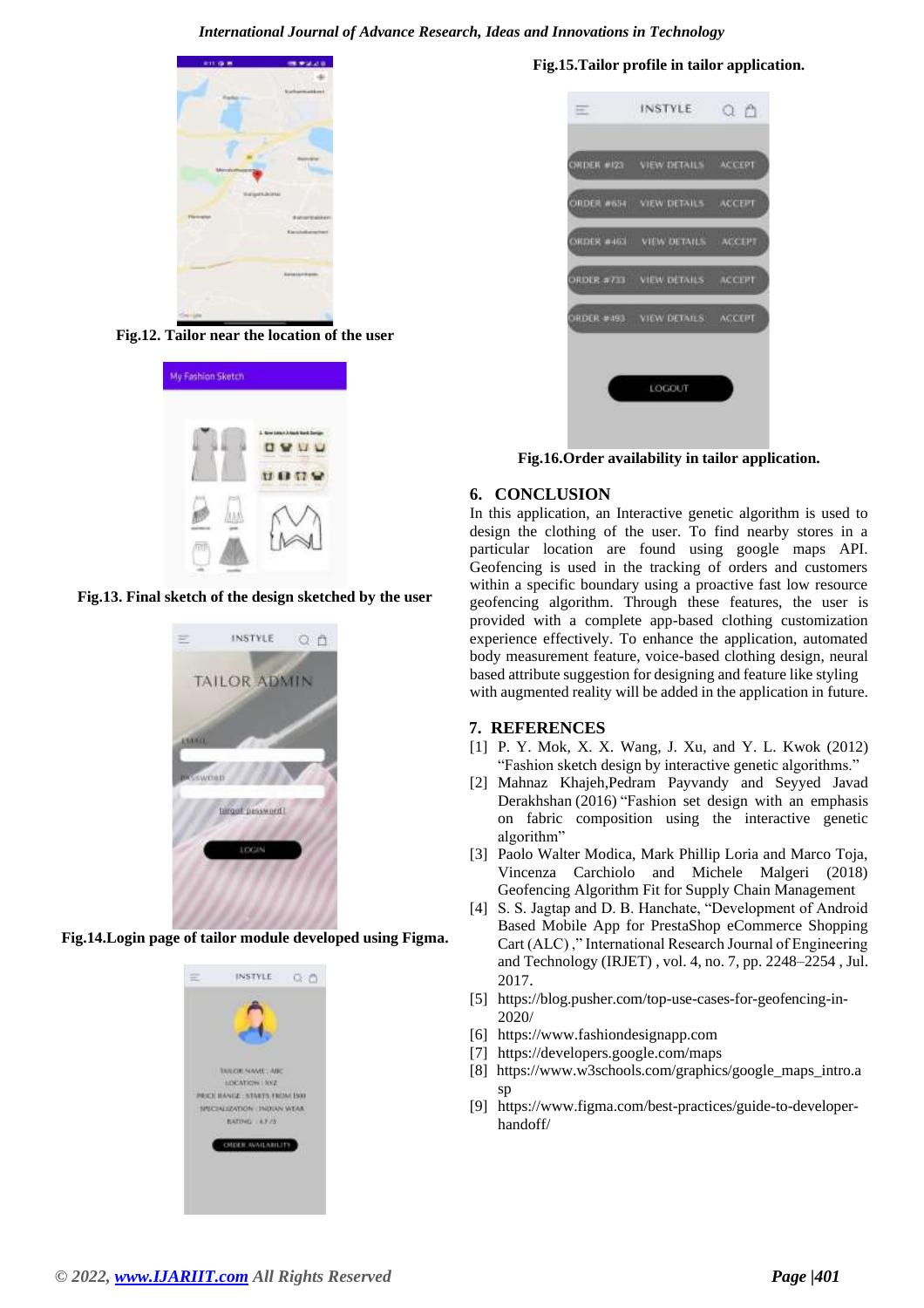Fig.12. Tailor near the location of the user

Fig.13. Final sketch of the design sketched by the user

Fig.14.Login page of tailor module developed using Figma.

Fig.15.Tailor profile in tailor application.

Fig.16.Order availability in tailor application.

## 6. CONCLUSION

In this application, an Interactive genetic algorithm is used to design the clothing of the user. To find nearby stores in a particular location are found using google maps API. Geofencing is used in the tracking of orders and customers within a specific boundary using a proactive fast low resource geofencing algorithm. Through these features, the user is provided with a complete app-based clothing customization experience effectively. To enhance the application, automated body measurement feature, voice-based clothing design, neural based attribute suggestion for designing and feature like styling with augmented reality will be added in the application in future.

## 7. REFERENCES

[1] P. Y. Mok, X. X. Wang, J. Xu, and Y. L. Kwok (2012) "Fashion sketch design by interactive genetic algorithms."

[2] Mahnaz Khajeh,Pedram Payvandy and Seyyed Javad Derakhshan (2016) "Fashion set design with an emphasis on fabric composition using the interactive genetic algorithm"

[3] Paolo Walter Modica, Mark Phillip Loria and Marco Toja, Vincenza Carchiolo and Michele Malgeri (2018) Geofencing Algorithm Fit for Supply Chain Management

[4] S. S. Jagtap and D. B. Hanchate, "Development of Android Based Mobile App for PrestaShop eCommerce Shopping Cart (ALC) ," International Research Journal of Engineering and Technology (IRJET) , vol. 4, no. 7, pp. 2248–2254 , Jul. 2017.

[5] https://blog.pusher.com/top-use-cases-for-geofencing-in-2020/

[6] https://www.fashiondesignapp.com

[7] https://developers.google.com/maps

[8] https://www.w3schools.com/graphics/google_maps_intro.asp

[9] https://www.figma.com/best-practices/guide-to-developer-handoff/